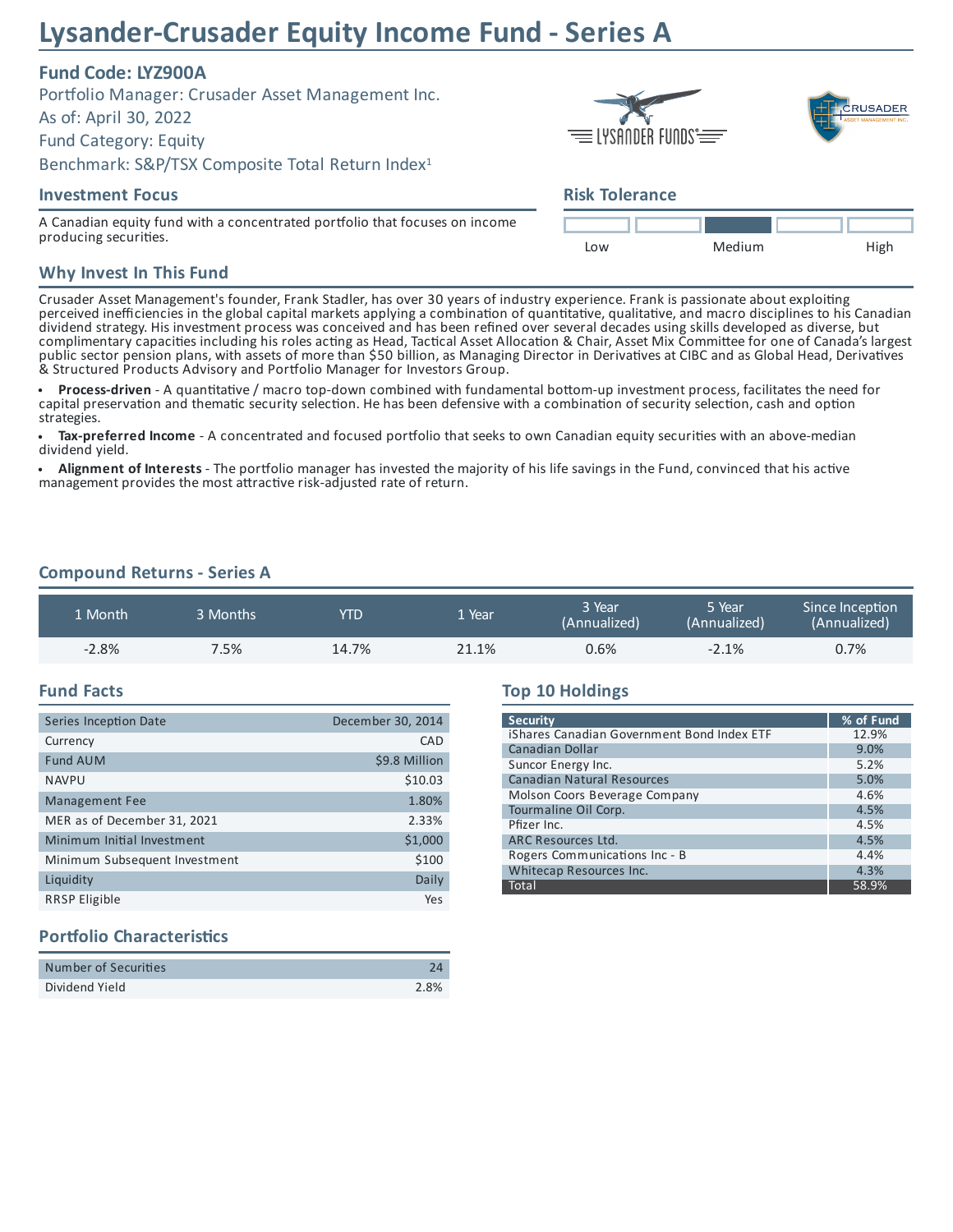# Lysander-Crusader Equity Income Fund - Series A

**Fund Code: LYZ900A**

Portfolio Manager: Crusader Asset Management Inc.

As of: April 30, 2022

Fund Category: Equity

Benchmark: S&P/TSX Composite Total Return Index[1]

## Investment Focus

A Canadian equity fund with a concentrated portfolio that focuses on income producing securities.

## Risk Tolerance

Low — Medium — High (Medium)

## Why Invest In This Fund

Crusader Asset Management's founder, Frank Stadler, has over 30 years of industry experience. Frank is passionate about exploiting perceived inefficiencies in the global capital markets applying a combination of quantitative, qualitative, and macro disciplines to his Canadian dividend strategy. His investment process was conceived and has been refined over several decades using skills developed as diverse, but complimentary capacities including his roles acting as Head, Tactical Asset Allocation & Chair, Asset Mix Committee for one of Canada's largest public sector pension plans, with assets of more than $50 billion, as Managing Director in Derivatives at CIBC and as Global Head, Derivatives & Structured Products Advisory and Portfolio Manager for Investors Group.

- **Process-driven** - A quantitative / macro top-down combined with fundamental bottom-up investment process, facilitates the need for capital preservation and thematic security selection. He has been defensive with a combination of security selection, cash and option strategies.
- **Tax-preferred Income** - A concentrated and focused portfolio that seeks to own Canadian equity securities with an above-median dividend yield.
- **Alignment of Interests** - The portfolio manager has invested the majority of his life savings in the Fund, convinced that his active management provides the most attractive risk-adjusted rate of return.

## Compound Returns - Series A

| 1 Month | 3 Months | YTD | 1 Year | 3 Year (Annualized) | 5 Year (Annualized) | Since Inception (Annualized) |
|---|---|---|---|---|---|---|
| -2.8% | 7.5% | 14.7% | 21.1% | 0.6% | -2.1% | 0.7% |

## Fund Facts

| | |
|---|---|
| Series Inception Date | December 30, 2014 |
| Currency | CAD |
| Fund AUM | $9.8 Million |
| NAVPU | $10.03 |
| Management Fee | 1.80% |
| MER as of December 31, 2021 | 2.33% |
| Minimum Initial Investment | $1,000 |
| Minimum Subsequent Investment | $100 |
| Liquidity | Daily |
| RRSP Eligible | Yes |

## Top 10 Holdings

| Security | % of Fund |
|---|---|
| iShares Canadian Government Bond Index ETF | 12.9% |
| Canadian Dollar | 9.0% |
| Suncor Energy Inc. | 5.2% |
| Canadian Natural Resources | 5.0% |
| Molson Coors Beverage Company | 4.6% |
| Tourmaline Oil Corp. | 4.5% |
| Pfizer Inc. | 4.5% |
| ARC Resources Ltd. | 4.5% |
| Rogers Communications Inc - B | 4.4% |
| Whitecap Resources Inc. | 4.3% |
| Total | 58.9% |

## Portfolio Characteristics

| | |
|---|---|
| Number of Securities | 24 |
| Dividend Yield | 2.8% |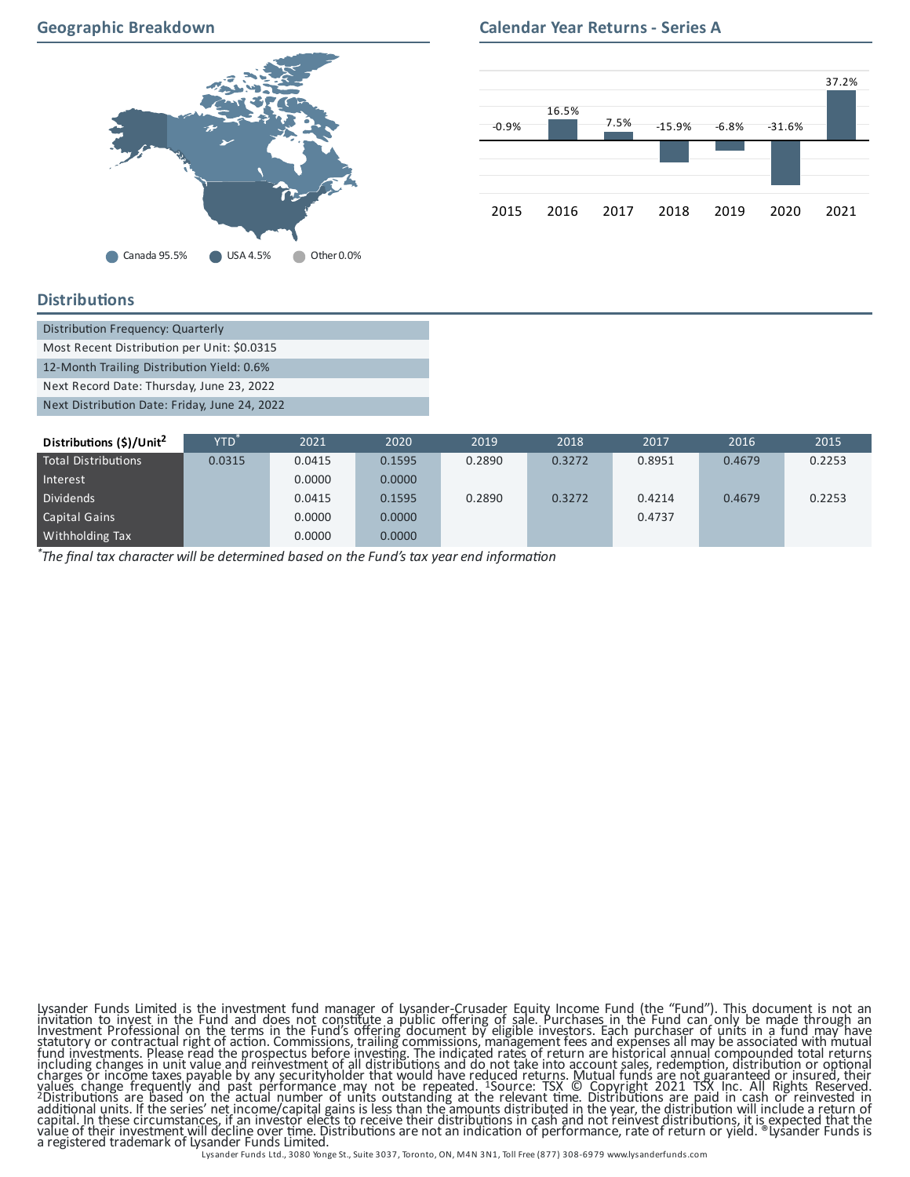## Geographic Breakdown

Canada 95.5%
USA 4.5%
Other 0.0%

## Calendar Year Returns - Series A

-0.9%
16.5%
7.5%
-15.9%
-6.8%
-31.6%
37.2%

2015
2016
2017
2018
2019
2020
2021

## Distributions

| |
|---|
| Distribution Frequency: Quarterly |
| Most Recent Distribution per Unit: $0.0315 |
| 12-Month Trailing Distribution Yield: 0.6% |
| Next Record Date: Thursday, June 23, 2022 |
| Next Distribution Date: Friday, June 24, 2022 |

| Distributions ($)/Unit[2] | YTD* | 2021 | 2020 | 2019 | 2018 | 2017 | 2016 | 2015 |
|---|---|---|---|---|---|---|---|---|
| Total Distributions | 0.0315 | 0.0415 | 0.1595 | 0.2890 | 0.3272 | 0.8951 | 0.4679 | 0.2253 |
| Interest | | 0.0000 | 0.0000 | | | | | |
| Dividends | | 0.0415 | 0.1595 | 0.2890 | 0.3272 | 0.4214 | 0.4679 | 0.2253 |
| Capital Gains | | 0.0000 | 0.0000 | | | 0.4737 | | |
| Withholding Tax | | 0.0000 | 0.0000 | | | | | |

*\*The final tax character will be determined based on the Fund's tax year end information*

Lysander Funds Limited is the investment fund manager of Lysander-Crusader Equity Income Fund (the "Fund"). This document is not an invitation to invest in the Fund and does not constitute a public offering of sale. Purchases in the Fund can only be made through an Investment Professional on the terms in the Fund's offering document by eligible investors. Each purchaser of units in a fund may have statutory or contractual right of action. Commissions, trailing commissions, management fees and expenses all may be associated with mutual fund investments. Please read the prospectus before investing. The indicated rates of return are historical annual compounded total returns including changes in unit value and reinvestment of all distributions and do not take into account sales, redemption, distribution or optional charges or income taxes payable by any securityholder that would have reduced returns. Mutual funds are not guaranteed or insured, their values change frequently and past performance may not be repeated. [1]Source: TSX © Copyright 2021 TSX Inc. All Rights Reserved. [2]Distributions are based on the actual number of units outstanding at the relevant time. Distributions are paid in cash or reinvested in additional units. If the series' net income/capital gains is less than the amounts distributed in the year, the distribution will include a return of capital. In these circumstances, if an investor elects to receive their distributions in cash and not reinvest distributions, it is expected that the value of their investment will decline over time. Distributions are not an indication of performance, rate of return or yield. ®Lysander Funds is a registered trademark of Lysander Funds Limited.

Lysander Funds Ltd., 3080 Yonge St., Suite 3037, Toronto, ON, M4N 3N1, Toll Free (877) 308-6979 www.lysanderfunds.com